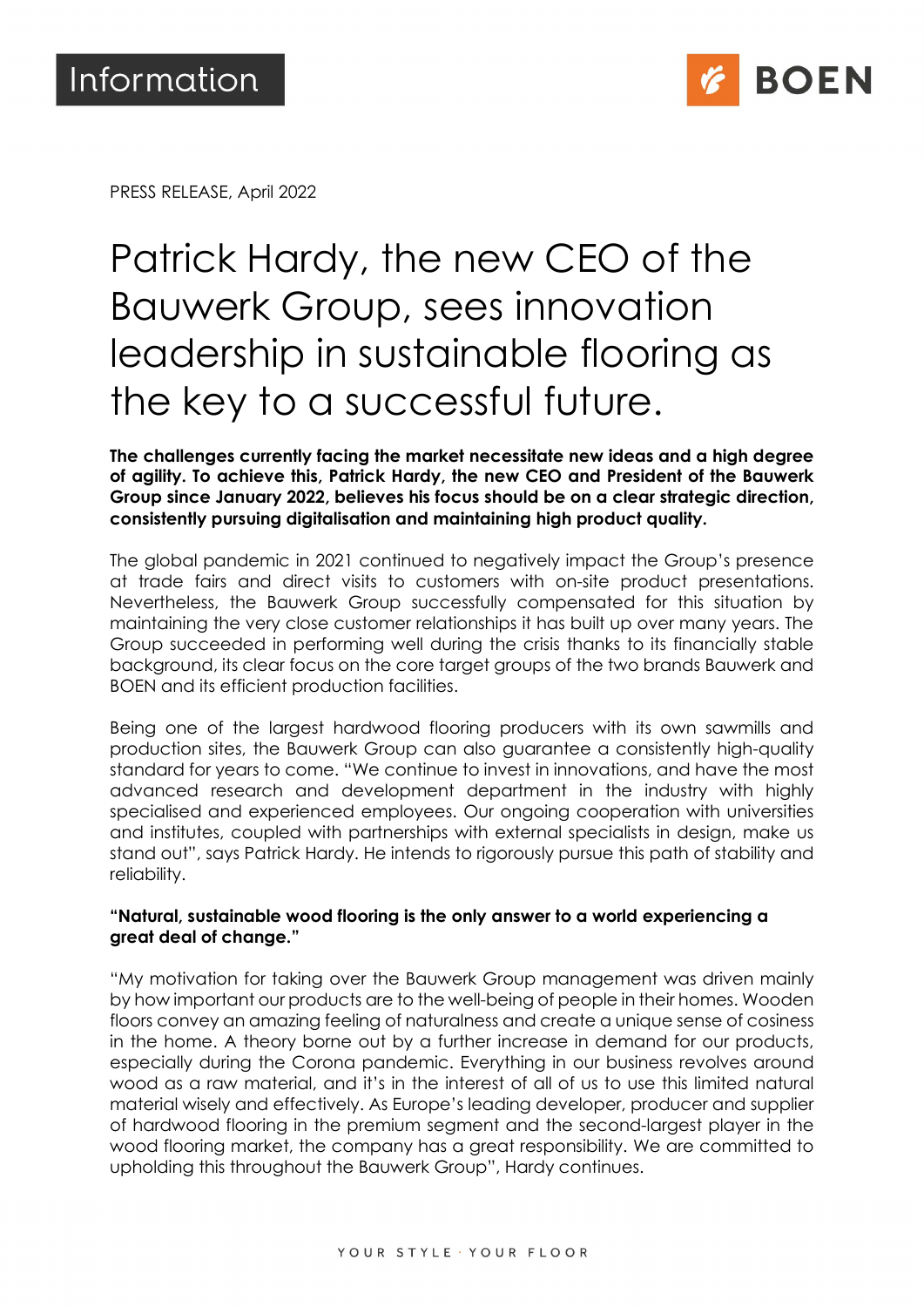Information

PRESS RELEASE, April 2022

# Patrick Hardy, the new CEO of the Bauwerk Group, sees innovation leadership in sustainable flooring as the key to a successful future.

**The challenges currently facing the market necessitate new ideas and a high degree of agility. To achieve this, Patrick Hardy, the new CEO and President of the Bauwerk Group since January 2022, believes his focus should be on a clear strategic direction, consistently pursuing digitalisation and maintaining high product quality.**

The global pandemic in 2021 continued to negatively impact the Group's presence at trade fairs and direct visits to customers with on-site product presentations. Nevertheless, the Bauwerk Group successfully compensated for this situation by maintaining the very close customer relationships it has built up over many years. The Group succeeded in performing well during the crisis thanks to its financially stable background, its clear focus on the core target groups of the two brands Bauwerk and BOEN and its efficient production facilities.

Being one of the largest hardwood flooring producers with its own sawmills and production sites, the Bauwerk Group can also guarantee a consistently high-quality standard for years to come. "We continue to invest in innovations, and have the most advanced research and development department in the industry with highly specialised and experienced employees. Our ongoing cooperation with universities and institutes, coupled with partnerships with external specialists in design, make us stand out", says Patrick Hardy. He intends to rigorously pursue this path of stability and reliability.

**"Natural, sustainable wood flooring is the only answer to a world experiencing a great deal of change."**

"My motivation for taking over the Bauwerk Group management was driven mainly by how important our products are to the well-being of people in their homes. Wooden floors convey an amazing feeling of naturalness and create a unique sense of cosiness in the home. A theory borne out by a further increase in demand for our products, especially during the Corona pandemic. Everything in our business revolves around wood as a raw material, and it's in the interest of all of us to use this limited natural material wisely and effectively. As Europe's leading developer, producer and supplier of hardwood flooring in the premium segment and the second-largest player in the wood flooring market, the company has a great responsibility. We are committed to upholding this throughout the Bauwerk Group", Hardy continues.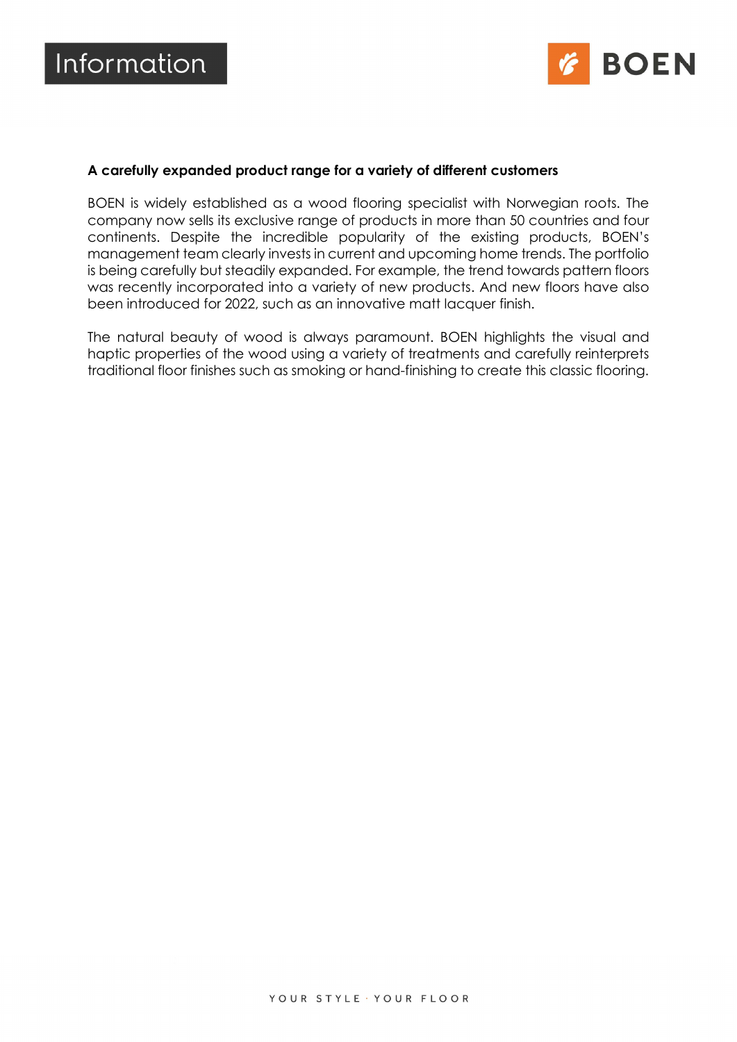**A carefully expanded product range for a variety of different customers**

BOEN is widely established as a wood flooring specialist with Norwegian roots. The company now sells its exclusive range of products in more than 50 countries and four continents. Despite the incredible popularity of the existing products, BOEN's management team clearly invests in current and upcoming home trends. The portfolio is being carefully but steadily expanded. For example, the trend towards pattern floors was recently incorporated into a variety of new products. And new floors have also been introduced for 2022, such as an innovative matt lacquer finish.

The natural beauty of wood is always paramount. BOEN highlights the visual and haptic properties of the wood using a variety of treatments and carefully reinterprets traditional floor finishes such as smoking or hand-finishing to create this classic flooring.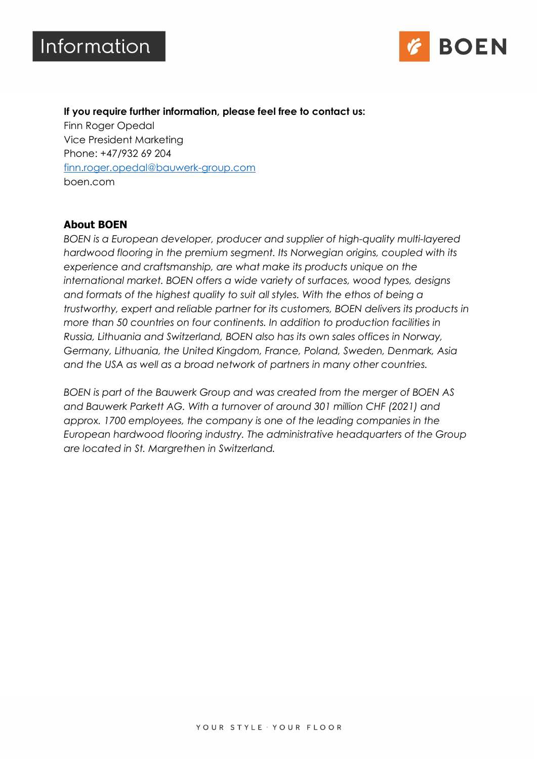# Information

**If you require further information, please feel free to contact us:**
Finn Roger Opedal
Vice President Marketing
Phone: +47/932 69 204
[finn.roger.opedal@bauwerk-group.com](mailto:finn.roger.opedal@bauwerk-group.com)
boen.com

**About BOEN**

*BOEN is a European developer, producer and supplier of high-quality multi-layered hardwood flooring in the premium segment. Its Norwegian origins, coupled with its experience and craftsmanship, are what make its products unique on the international market. BOEN offers a wide variety of surfaces, wood types, designs and formats of the highest quality to suit all styles. With the ethos of being a trustworthy, expert and reliable partner for its customers, BOEN delivers its products in more than 50 countries on four continents. In addition to production facilities in Russia, Lithuania and Switzerland, BOEN also has its own sales offices in Norway, Germany, Lithuania, the United Kingdom, France, Poland, Sweden, Denmark, Asia and the USA as well as a broad network of partners in many other countries.*

*BOEN is part of the Bauwerk Group and was created from the merger of BOEN AS and Bauwerk Parkett AG. With a turnover of around 301 million CHF (2021) and approx. 1700 employees, the company is one of the leading companies in the European hardwood flooring industry. The administrative headquarters of the Group are located in St. Margrethen in Switzerland.*